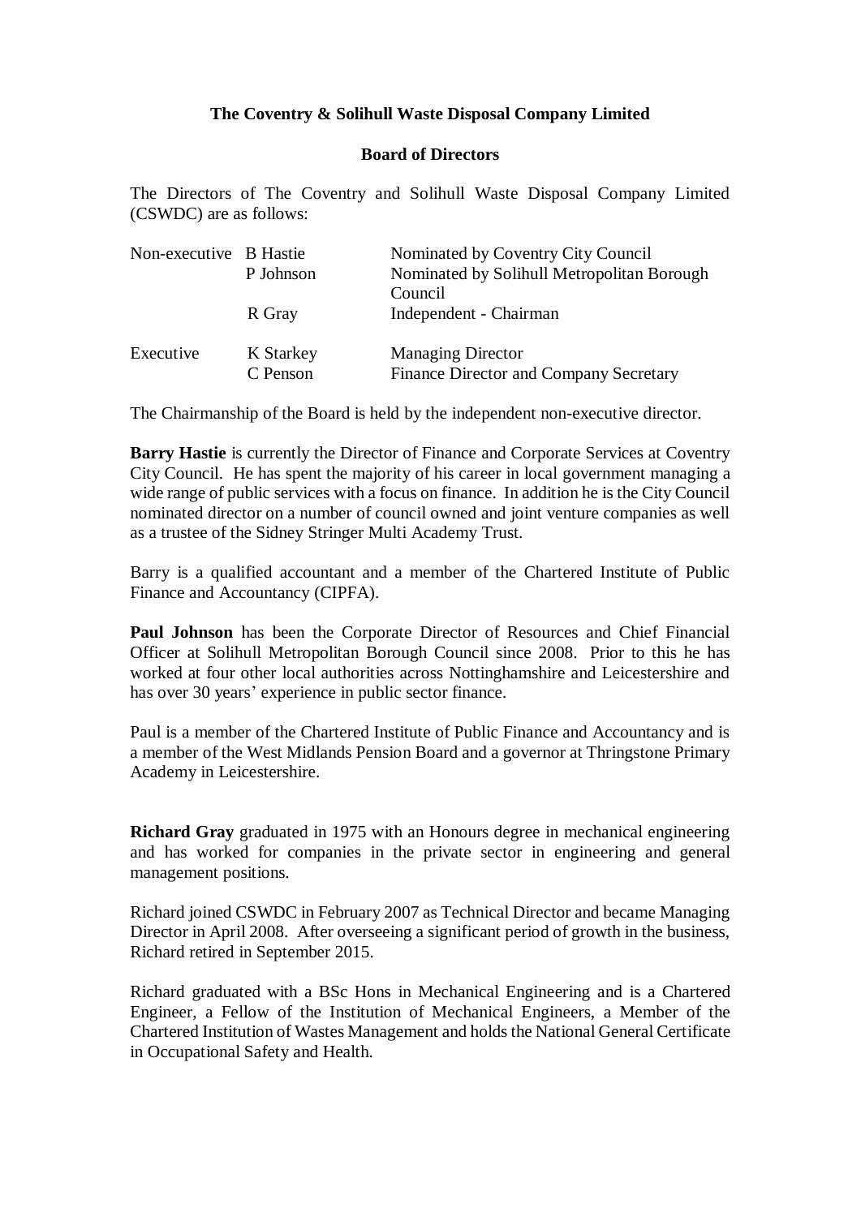**The Coventry & Solihull Waste Disposal Company Limited**

**Board of Directors**

The Directors of The Coventry and Solihull Waste Disposal Company Limited (CSWDC) are as follows:

| | | |
|---|---|---|
| Non-executive | B Hastie | Nominated by Coventry City Council |
| | P Johnson | Nominated by Solihull Metropolitan Borough Council |
| | R Gray | Independent - Chairman |
| Executive | K Starkey | Managing Director |
| | C Penson | Finance Director and Company Secretary |

The Chairmanship of the Board is held by the independent non-executive director.

**Barry Hastie** is currently the Director of Finance and Corporate Services at Coventry City Council. He has spent the majority of his career in local government managing a wide range of public services with a focus on finance. In addition he is the City Council nominated director on a number of council owned and joint venture companies as well as a trustee of the Sidney Stringer Multi Academy Trust.

Barry is a qualified accountant and a member of the Chartered Institute of Public Finance and Accountancy (CIPFA).

**Paul Johnson** has been the Corporate Director of Resources and Chief Financial Officer at Solihull Metropolitan Borough Council since 2008. Prior to this he has worked at four other local authorities across Nottinghamshire and Leicestershire and has over 30 years' experience in public sector finance.

Paul is a member of the Chartered Institute of Public Finance and Accountancy and is a member of the West Midlands Pension Board and a governor at Thringstone Primary Academy in Leicestershire.

**Richard Gray** graduated in 1975 with an Honours degree in mechanical engineering and has worked for companies in the private sector in engineering and general management positions.

Richard joined CSWDC in February 2007 as Technical Director and became Managing Director in April 2008. After overseeing a significant period of growth in the business, Richard retired in September 2015.

Richard graduated with a BSc Hons in Mechanical Engineering and is a Chartered Engineer, a Fellow of the Institution of Mechanical Engineers, a Member of the Chartered Institution of Wastes Management and holds the National General Certificate in Occupational Safety and Health.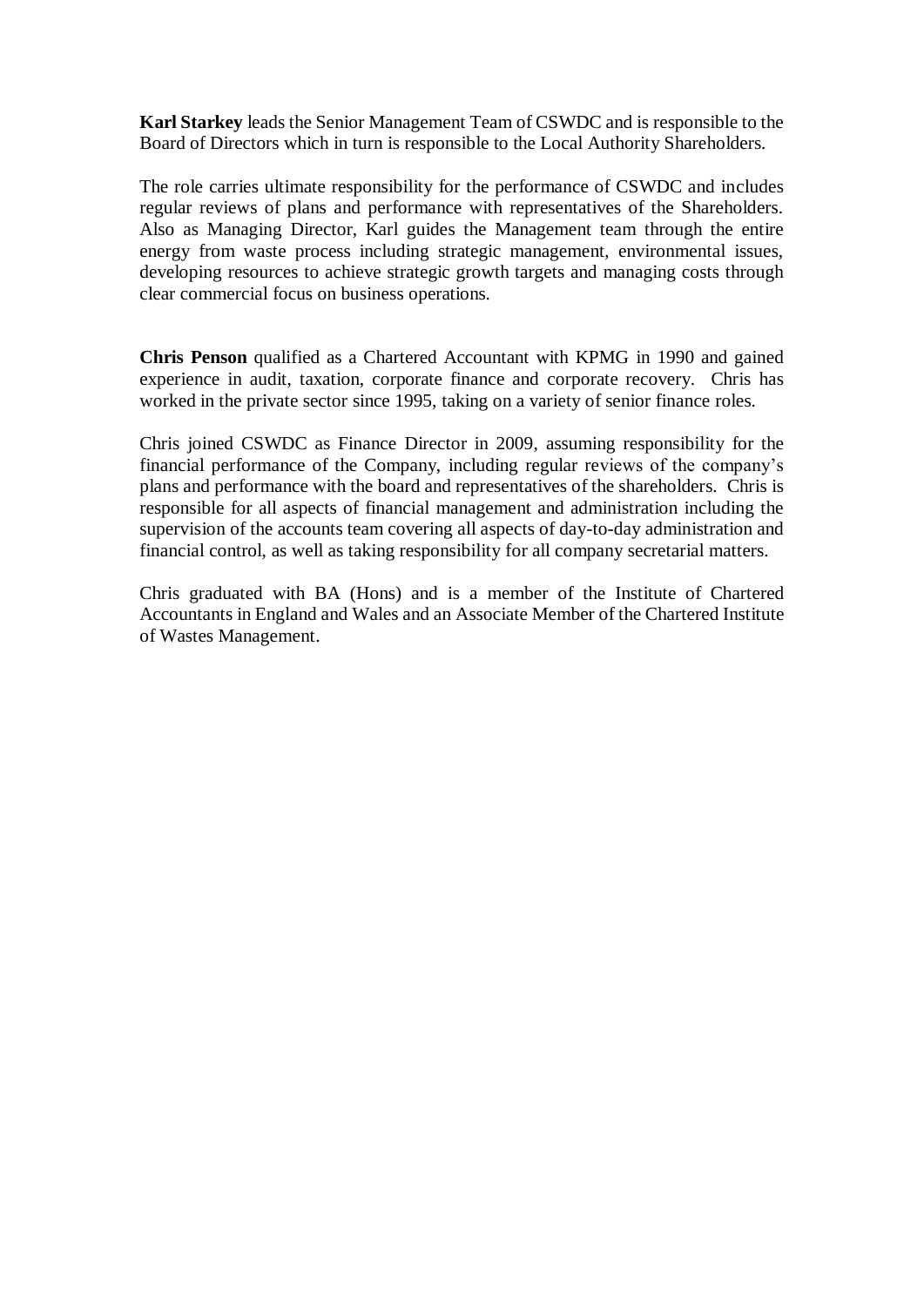**Karl Starkey** leads the Senior Management Team of CSWDC and is responsible to the Board of Directors which in turn is responsible to the Local Authority Shareholders.

The role carries ultimate responsibility for the performance of CSWDC and includes regular reviews of plans and performance with representatives of the Shareholders. Also as Managing Director, Karl guides the Management team through the entire energy from waste process including strategic management, environmental issues, developing resources to achieve strategic growth targets and managing costs through clear commercial focus on business operations.

**Chris Penson** qualified as a Chartered Accountant with KPMG in 1990 and gained experience in audit, taxation, corporate finance and corporate recovery. Chris has worked in the private sector since 1995, taking on a variety of senior finance roles.

Chris joined CSWDC as Finance Director in 2009, assuming responsibility for the financial performance of the Company, including regular reviews of the company's plans and performance with the board and representatives of the shareholders. Chris is responsible for all aspects of financial management and administration including the supervision of the accounts team covering all aspects of day-to-day administration and financial control, as well as taking responsibility for all company secretarial matters.

Chris graduated with BA (Hons) and is a member of the Institute of Chartered Accountants in England and Wales and an Associate Member of the Chartered Institute of Wastes Management.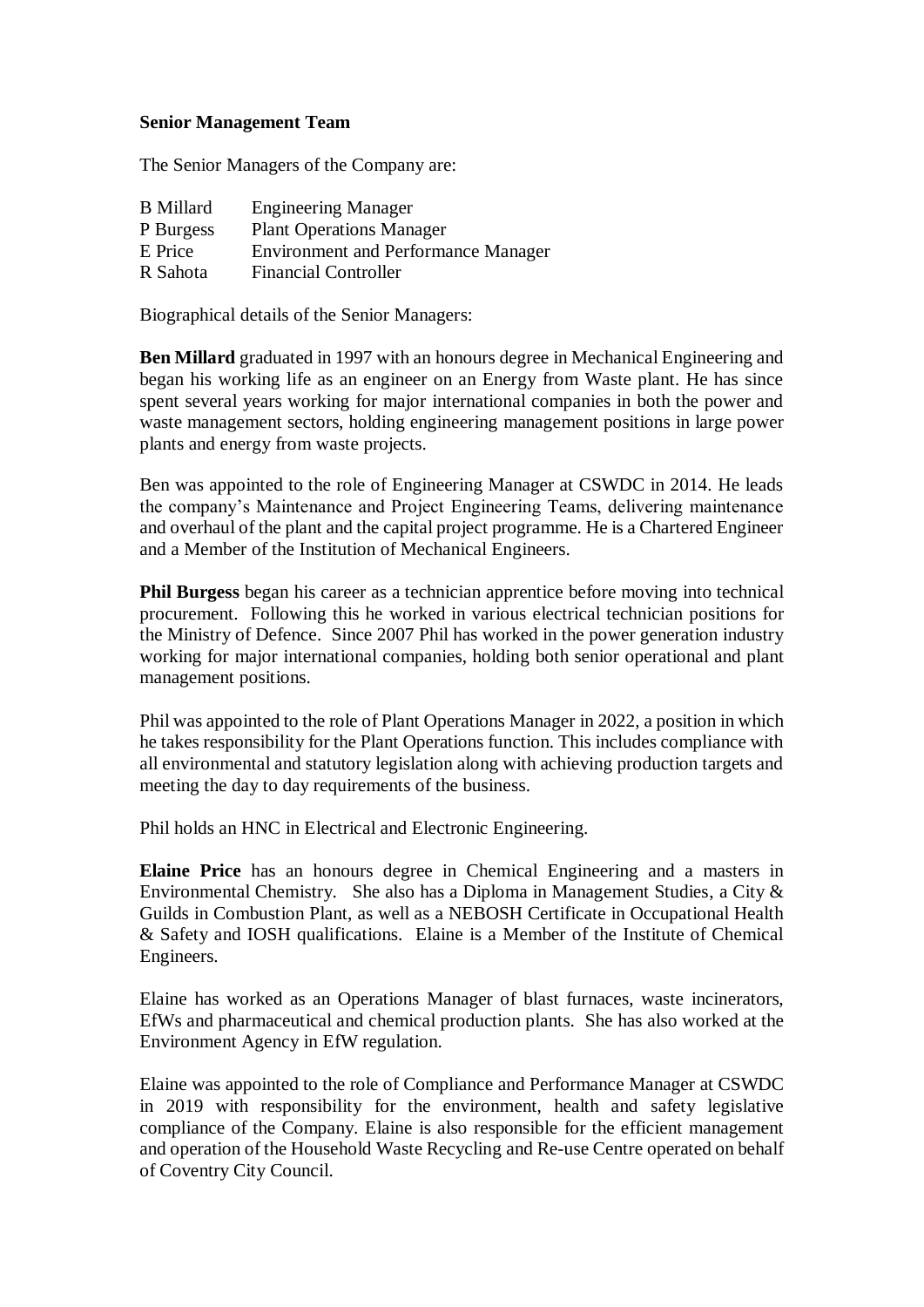**Senior Management Team**

The Senior Managers of the Company are:

| | |
|---|---|
| B Millard | Engineering Manager |
| P Burgess | Plant Operations Manager |
| E Price | Environment and Performance Manager |
| R Sahota | Financial Controller |

Biographical details of the Senior Managers:

**Ben Millard** graduated in 1997 with an honours degree in Mechanical Engineering and began his working life as an engineer on an Energy from Waste plant. He has since spent several years working for major international companies in both the power and waste management sectors, holding engineering management positions in large power plants and energy from waste projects.

Ben was appointed to the role of Engineering Manager at CSWDC in 2014. He leads the company's Maintenance and Project Engineering Teams, delivering maintenance and overhaul of the plant and the capital project programme. He is a Chartered Engineer and a Member of the Institution of Mechanical Engineers.

**Phil Burgess** began his career as a technician apprentice before moving into technical procurement. Following this he worked in various electrical technician positions for the Ministry of Defence. Since 2007 Phil has worked in the power generation industry working for major international companies, holding both senior operational and plant management positions.

Phil was appointed to the role of Plant Operations Manager in 2022, a position in which he takes responsibility for the Plant Operations function. This includes compliance with all environmental and statutory legislation along with achieving production targets and meeting the day to day requirements of the business.

Phil holds an HNC in Electrical and Electronic Engineering.

**Elaine Price** has an honours degree in Chemical Engineering and a masters in Environmental Chemistry. She also has a Diploma in Management Studies, a City & Guilds in Combustion Plant, as well as a NEBOSH Certificate in Occupational Health & Safety and IOSH qualifications. Elaine is a Member of the Institute of Chemical Engineers.

Elaine has worked as an Operations Manager of blast furnaces, waste incinerators, EfWs and pharmaceutical and chemical production plants. She has also worked at the Environment Agency in EfW regulation.

Elaine was appointed to the role of Compliance and Performance Manager at CSWDC in 2019 with responsibility for the environment, health and safety legislative compliance of the Company. Elaine is also responsible for the efficient management and operation of the Household Waste Recycling and Re-use Centre operated on behalf of Coventry City Council.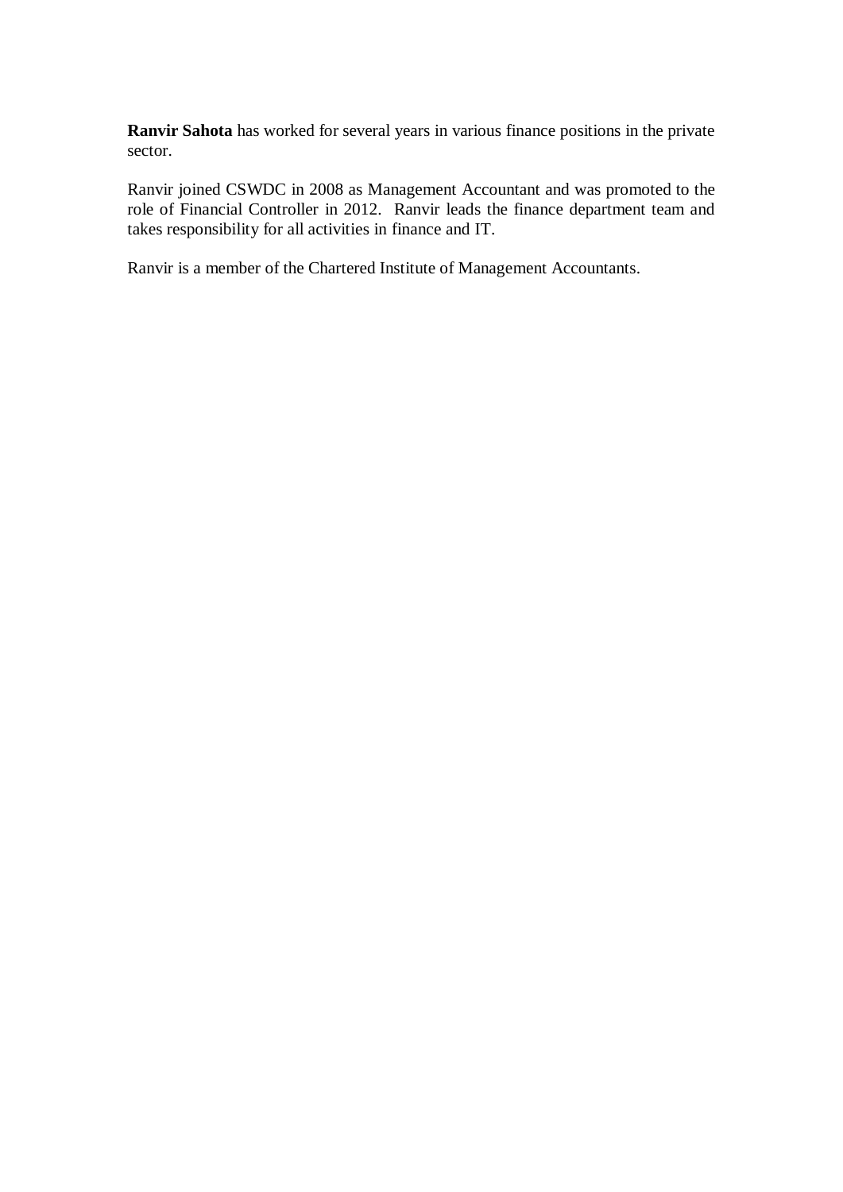**Ranvir Sahota** has worked for several years in various finance positions in the private sector.

Ranvir joined CSWDC in 2008 as Management Accountant and was promoted to the role of Financial Controller in 2012. Ranvir leads the finance department team and takes responsibility for all activities in finance and IT.

Ranvir is a member of the Chartered Institute of Management Accountants.